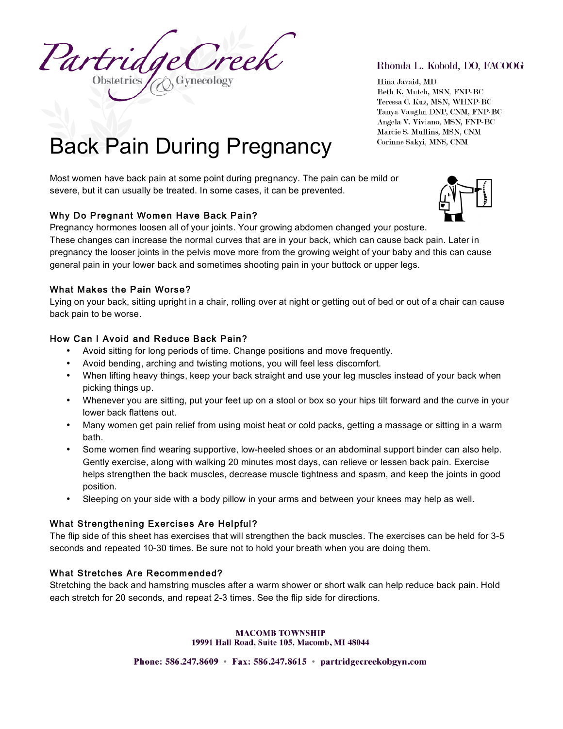PartridgeCreek
Obstetrics & Gynecology

Rhonda L. Kobold, DO, FACOOG
Hina Javaid, MD
Beth K. Mutch, MSN, FNP-BC
Teressa C. Kuz, MSN, WHNP-BC
Tanya Vaughn DNP, CNM, FNP-BC
Angela V. Viviano, MSN, FNP-BC
Marcie S. Mullins, MSN, CNM
Corinne Sakyi, MNS, CNM

# Back Pain During Pregnancy

Most women have back pain at some point during pregnancy. The pain can be mild or severe, but it can usually be treated. In some cases, it can be prevented.

### Why Do Pregnant Women Have Back Pain?

Pregnancy hormones loosen all of your joints. Your growing abdomen changed your posture. These changes can increase the normal curves that are in your back, which can cause back pain. Later in pregnancy the looser joints in the pelvis move more from the growing weight of your baby and this can cause general pain in your lower back and sometimes shooting pain in your buttock or upper legs.

### What Makes the Pain Worse?

Lying on your back, sitting upright in a chair, rolling over at night or getting out of bed or out of a chair can cause back pain to be worse.

### How Can I Avoid and Reduce Back Pain?

- Avoid sitting for long periods of time. Change positions and move frequently.
- Avoid bending, arching and twisting motions, you will feel less discomfort.
- When lifting heavy things, keep your back straight and use your leg muscles instead of your back when picking things up.
- Whenever you are sitting, put your feet up on a stool or box so your hips tilt forward and the curve in your lower back flattens out.
- Many women get pain relief from using moist heat or cold packs, getting a massage or sitting in a warm bath.
- Some women find wearing supportive, low-heeled shoes or an abdominal support binder can also help. Gently exercise, along with walking 20 minutes most days, can relieve or lessen back pain. Exercise helps strengthen the back muscles, decrease muscle tightness and spasm, and keep the joints in good position.
- Sleeping on your side with a body pillow in your arms and between your knees may help as well.

### What Strengthening Exercises Are Helpful?

The flip side of this sheet has exercises that will strengthen the back muscles. The exercises can be held for 3-5 seconds and repeated 10-30 times. Be sure not to hold your breath when you are doing them.

### What Stretches Are Recommended?

Stretching the back and hamstring muscles after a warm shower or short walk can help reduce back pain. Hold each stretch for 20 seconds, and repeat 2-3 times. See the flip side for directions.

**MACOMB TOWNSHIP**
**19991 Hall Road, Suite 105, Macomb, MI 48044**

**Phone: 586.247.8609 • Fax: 586.247.8615 • partridgecreekobgyn.com**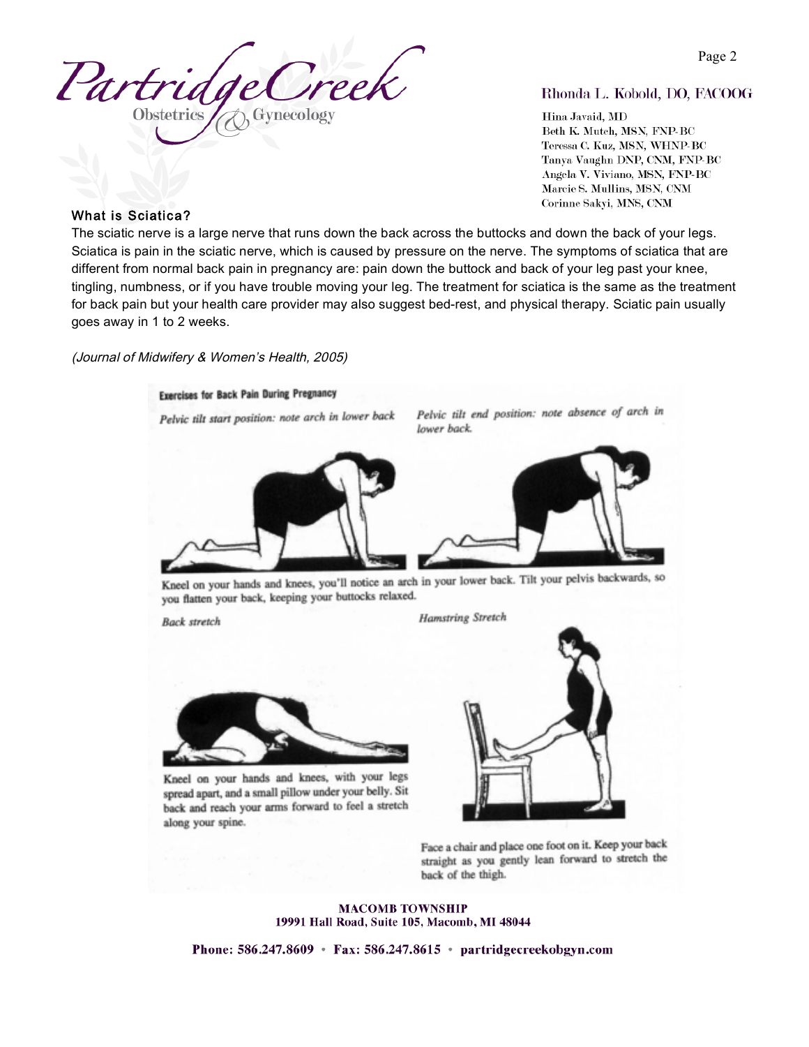PartridgeCreek Obstetrics & Gynecology

Rhonda L. Kobold, DO, FACOOG

Hina Javaid, MD
Beth K. Mutch, MSN, FNP-BC
Teressa C. Kuz, MSN, WHNP-BC
Tanya Vaughn DNP, CNM, FNP-BC
Angela V. Viviano, MSN, FNP-BC
Marcie S. Mullins, MSN, CNM
Corinne Sakyi, MNS, CNM

## What is Sciatica?

The sciatic nerve is a large nerve that runs down the back across the buttocks and down the back of your legs. Sciatica is pain in the sciatic nerve, which is caused by pressure on the nerve. The symptoms of sciatica that are different from normal back pain in pregnancy are: pain down the buttock and back of your leg past your knee, tingling, numbness, or if you have trouble moving your leg. The treatment for sciatica is the same as the treatment for back pain but your health care provider may also suggest bed-rest, and physical therapy. Sciatic pain usually goes away in 1 to 2 weeks.

*(Journal of Midwifery & Women's Health, 2005)*

**Exercises for Back Pain During Pregnancy**

*Pelvic tilt start position: note arch in lower back*

*Pelvic tilt end position: note absence of arch in lower back.*

Kneel on your hands and knees, you'll notice an arch in your lower back. Tilt your pelvis backwards, so you flatten your back, keeping your buttocks relaxed.

*Back stretch*

Kneel on your hands and knees, with your legs spread apart, and a small pillow under your belly. Sit back and reach your arms forward to feel a stretch along your spine.

*Hamstring Stretch*

Face a chair and place one foot on it. Keep your back straight as you gently lean forward to stretch the back of the thigh.

**MACOMB TOWNSHIP**
**19991 Hall Road, Suite 105, Macomb, MI 48044**

**Phone: 586.247.8609 • Fax: 586.247.8615 • partridgecreekobgyn.com**